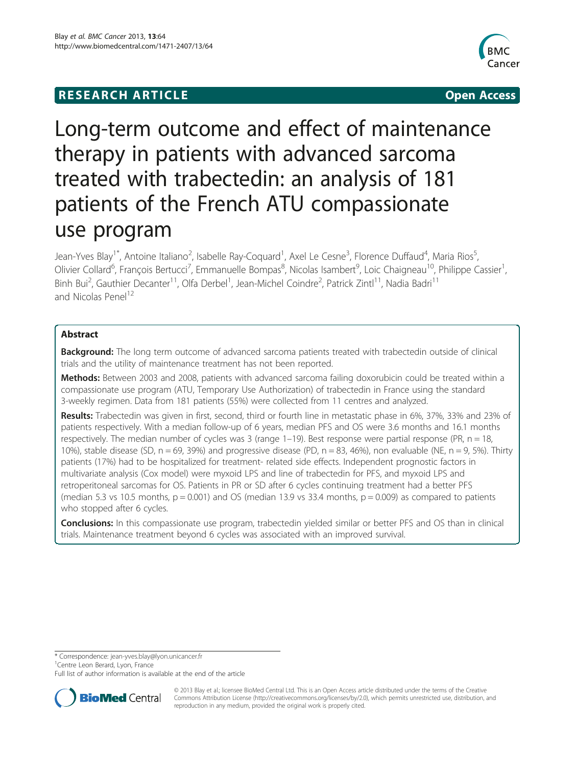**RESEARCH ARTICLE** **Open Access**

# Long-term outcome and effect of maintenance therapy in patients with advanced sarcoma treated with trabectedin: an analysis of 181 patients of the French ATU compassionate use program

Jean-Yves Blay[1*], Antoine Italiano[2], Isabelle Ray-Coquard[1], Axel Le Cesne[3], Florence Duffaud[4], Maria Rios[5], Olivier Collard[6], François Bertucci[7], Emmanuelle Bompas[8], Nicolas Isambert[9], Loic Chaigneau[10], Philippe Cassier[1], Binh Bui[2], Gauthier Decanter[11], Olfa Derbel[1], Jean-Michel Coindre[2], Patrick Zintl[11], Nadia Badri[11] and Nicolas Penel[12]

## Abstract

**Background:** The long term outcome of advanced sarcoma patients treated with trabectedin outside of clinical trials and the utility of maintenance treatment has not been reported.

**Methods:** Between 2003 and 2008, patients with advanced sarcoma failing doxorubicin could be treated within a compassionate use program (ATU, Temporary Use Authorization) of trabectedin in France using the standard 3-weekly regimen. Data from 181 patients (55%) were collected from 11 centres and analyzed.

**Results:** Trabectedin was given in first, second, third or fourth line in metastatic phase in 6%, 37%, 33% and 23% of patients respectively. With a median follow-up of 6 years, median PFS and OS were 3.6 months and 16.1 months respectively. The median number of cycles was 3 (range 1–19). Best response were partial response (PR, n = 18, 10%), stable disease (SD, n = 69, 39%) and progressive disease (PD, n = 83, 46%), non evaluable (NE, n = 9, 5%). Thirty patients (17%) had to be hospitalized for treatment- related side effects. Independent prognostic factors in multivariate analysis (Cox model) were myxoid LPS and line of trabectedin for PFS, and myxoid LPS and retroperitoneal sarcomas for OS. Patients in PR or SD after 6 cycles continuing treatment had a better PFS (median 5.3 vs 10.5 months, p = 0.001) and OS (median 13.9 vs 33.4 months, p = 0.009) as compared to patients who stopped after 6 cycles.

**Conclusions:** In this compassionate use program, trabectedin yielded similar or better PFS and OS than in clinical trials. Maintenance treatment beyond 6 cycles was associated with an improved survival.

\* Correspondence: jean-yves.blay@lyon.unicancer.fr
[1]Centre Leon Berard, Lyon, France
Full list of author information is available at the end of the article

© 2013 Blay et al.; licensee BioMed Central Ltd. This is an Open Access article distributed under the terms of the Creative Commons Attribution License (http://creativecommons.org/licenses/by/2.0), which permits unrestricted use, distribution, and reproduction in any medium, provided the original work is properly cited.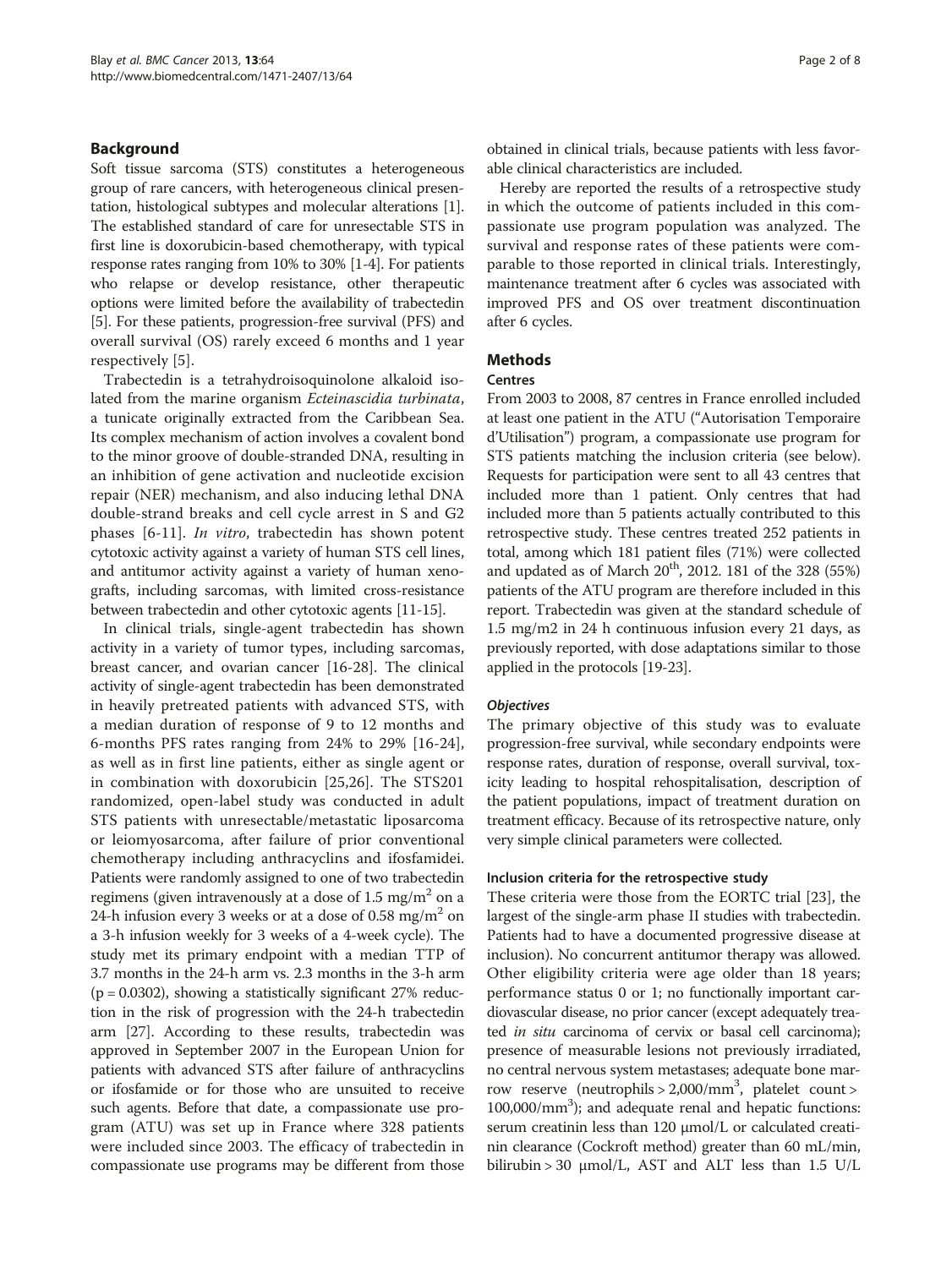## Background

Soft tissue sarcoma (STS) constitutes a heterogeneous group of rare cancers, with heterogeneous clinical presentation, histological subtypes and molecular alterations [1]. The established standard of care for unresectable STS in first line is doxorubicin-based chemotherapy, with typical response rates ranging from 10% to 30% [1-4]. For patients who relapse or develop resistance, other therapeutic options were limited before the availability of trabectedin [5]. For these patients, progression-free survival (PFS) and overall survival (OS) rarely exceed 6 months and 1 year respectively [5].

Trabectedin is a tetrahydroisoquinolone alkaloid isolated from the marine organism *Ecteinascidia turbinata*, a tunicate originally extracted from the Caribbean Sea. Its complex mechanism of action involves a covalent bond to the minor groove of double-stranded DNA, resulting in an inhibition of gene activation and nucleotide excision repair (NER) mechanism, and also inducing lethal DNA double-strand breaks and cell cycle arrest in S and G2 phases [6-11]. *In vitro*, trabectedin has shown potent cytotoxic activity against a variety of human STS cell lines, and antitumor activity against a variety of human xenografts, including sarcomas, with limited cross-resistance between trabectedin and other cytotoxic agents [11-15].

In clinical trials, single-agent trabectedin has shown activity in a variety of tumor types, including sarcomas, breast cancer, and ovarian cancer [16-28]. The clinical activity of single-agent trabectedin has been demonstrated in heavily pretreated patients with advanced STS, with a median duration of response of 9 to 12 months and 6-months PFS rates ranging from 24% to 29% [16-24], as well as in first line patients, either as single agent or in combination with doxorubicin [25,26]. The STS201 randomized, open-label study was conducted in adult STS patients with unresectable/metastatic liposarcoma or leiomyosarcoma, after failure of prior conventional chemotherapy including anthracyclins and ifosfamidei. Patients were randomly assigned to one of two trabectedin regimens (given intravenously at a dose of 1.5 mg/m$^2$ on a 24-h infusion every 3 weeks or at a dose of 0.58 mg/m$^2$ on a 3-h infusion weekly for 3 weeks of a 4-week cycle). The study met its primary endpoint with a median TTP of 3.7 months in the 24-h arm vs. 2.3 months in the 3-h arm ($p = 0.0302$), showing a statistically significant 27% reduction in the risk of progression with the 24-h trabectedin arm [27]. According to these results, trabectedin was approved in September 2007 in the European Union for patients with advanced STS after failure of anthracyclins or ifosfamide or for those who are unsuited to receive such agents. Before that date, a compassionate use program (ATU) was set up in France where 328 patients were included since 2003. The efficacy of trabectedin in compassionate use programs may be different from those obtained in clinical trials, because patients with less favorable clinical characteristics are included.

Hereby are reported the results of a retrospective study in which the outcome of patients included in this compassionate use program population was analyzed. The survival and response rates of these patients were comparable to those reported in clinical trials. Interestingly, maintenance treatment after 6 cycles was associated with improved PFS and OS over treatment discontinuation after 6 cycles.

## Methods

### Centres

From 2003 to 2008, 87 centres in France enrolled included at least one patient in the ATU ("Autorisation Temporaire d'Utilisation") program, a compassionate use program for STS patients matching the inclusion criteria (see below). Requests for participation were sent to all 43 centres that included more than 1 patient. Only centres that had included more than 5 patients actually contributed to this retrospective study. These centres treated 252 patients in total, among which 181 patient files (71%) were collected and updated as of March 20$^{th}$, 2012. 181 of the 328 (55%) patients of the ATU program are therefore included in this report. Trabectedin was given at the standard schedule of 1.5 mg/m2 in 24 h continuous infusion every 21 days, as previously reported, with dose adaptations similar to those applied in the protocols [19-23].

### *Objectives*

The primary objective of this study was to evaluate progression-free survival, while secondary endpoints were response rates, duration of response, overall survival, toxicity leading to hospital rehospitalisation, description of the patient populations, impact of treatment duration on treatment efficacy. Because of its retrospective nature, only very simple clinical parameters were collected.

#### Inclusion criteria for the retrospective study

These criteria were those from the EORTC trial [23], the largest of the single-arm phase II studies with trabectedin. Patients had to have a documented progressive disease at inclusion). No concurrent antitumor therapy was allowed. Other eligibility criteria were age older than 18 years; performance status 0 or 1; no functionally important cardiovascular disease, no prior cancer (except adequately treated *in situ* carcinoma of cervix or basal cell carcinoma); presence of measurable lesions not previously irradiated, no central nervous system metastases; adequate bone marrow reserve (neutrophils > 2,000/mm$^3$, platelet count > 100,000/mm$^3$); and adequate renal and hepatic functions: serum creatinin less than 120 μmol/L or calculated creatinin clearance (Cockroft method) greater than 60 mL/min, bilirubin > 30 μmol/L, AST and ALT less than 1.5 U/L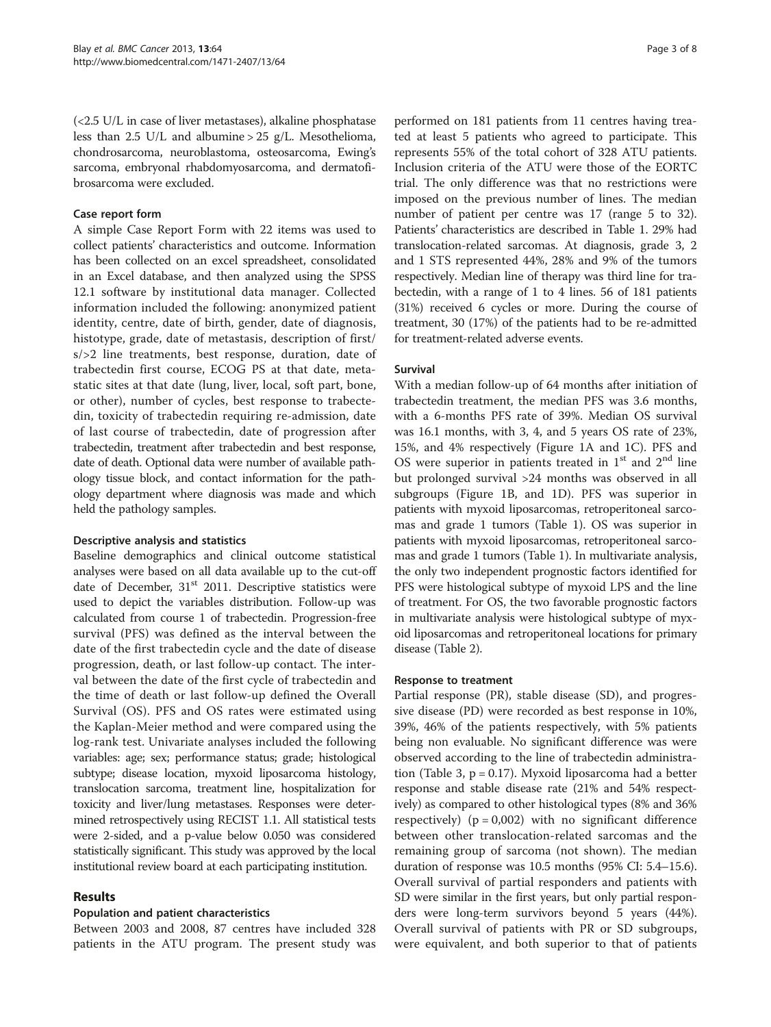(<2.5 U/L in case of liver metastases), alkaline phosphatase less than 2.5 U/L and albumine > 25 g/L. Mesothelioma, chondrosarcoma, neuroblastoma, osteosarcoma, Ewing's sarcoma, embryonal rhabdomyosarcoma, and dermatofibrosarcoma were excluded.

### Case report form

A simple Case Report Form with 22 items was used to collect patients' characteristics and outcome. Information has been collected on an excel spreadsheet, consolidated in an Excel database, and then analyzed using the SPSS 12.1 software by institutional data manager. Collected information included the following: anonymized patient identity, centre, date of birth, gender, date of diagnosis, histotype, grade, date of metastasis, description of first/s/>2 line treatments, best response, duration, date of trabectedin first course, ECOG PS at that date, metastatic sites at that date (lung, liver, local, soft part, bone, or other), number of cycles, best response to trabectedin, toxicity of trabectedin requiring re-admission, date of last course of trabectedin, date of progression after trabectedin, treatment after trabectedin and best response, date of death. Optional data were number of available pathology tissue block, and contact information for the pathology department where diagnosis was made and which held the pathology samples.

### Descriptive analysis and statistics

Baseline demographics and clinical outcome statistical analyses were based on all data available up to the cut-off date of December, 31[st] 2011. Descriptive statistics were used to depict the variables distribution. Follow-up was calculated from course 1 of trabectedin. Progression-free survival (PFS) was defined as the interval between the date of the first trabectedin cycle and the date of disease progression, death, or last follow-up contact. The interval between the date of the first cycle of trabectedin and the time of death or last follow-up defined the Overall Survival (OS). PFS and OS rates were estimated using the Kaplan-Meier method and were compared using the log-rank test. Univariate analyses included the following variables: age; sex; performance status; grade; histological subtype; disease location, myxoid liposarcoma histology, translocation sarcoma, treatment line, hospitalization for toxicity and liver/lung metastases. Responses were determined retrospectively using RECIST 1.1. All statistical tests were 2-sided, and a p-value below 0.050 was considered statistically significant. This study was approved by the local institutional review board at each participating institution.

## Results

### Population and patient characteristics

Between 2003 and 2008, 87 centres have included 328 patients in the ATU program. The present study was performed on 181 patients from 11 centres having treated at least 5 patients who agreed to participate. This represents 55% of the total cohort of 328 ATU patients. Inclusion criteria of the ATU were those of the EORTC trial. The only difference was that no restrictions were imposed on the previous number of lines. The median number of patient per centre was 17 (range 5 to 32). Patients' characteristics are described in Table 1. 29% had translocation-related sarcomas. At diagnosis, grade 3, 2 and 1 STS represented 44%, 28% and 9% of the tumors respectively. Median line of therapy was third line for trabectedin, with a range of 1 to 4 lines. 56 of 181 patients (31%) received 6 cycles or more. During the course of treatment, 30 (17%) of the patients had to be re-admitted for treatment-related adverse events.

### Survival

With a median follow-up of 64 months after initiation of trabectedin treatment, the median PFS was 3.6 months, with a 6-months PFS rate of 39%. Median OS survival was 16.1 months, with 3, 4, and 5 years OS rate of 23%, 15%, and 4% respectively (Figure 1A and 1C). PFS and OS were superior in patients treated in 1[st] and 2[nd] line but prolonged survival >24 months was observed in all subgroups (Figure 1B, and 1D). PFS was superior in patients with myxoid liposarcomas, retroperitoneal sarcomas and grade 1 tumors (Table 1). OS was superior in patients with myxoid liposarcomas, retroperitoneal sarcomas and grade 1 tumors (Table 1). In multivariate analysis, the only two independent prognostic factors identified for PFS were histological subtype of myxoid LPS and the line of treatment. For OS, the two favorable prognostic factors in multivariate analysis were histological subtype of myxoid liposarcomas and retroperitoneal locations for primary disease (Table 2).

### Response to treatment

Partial response (PR), stable disease (SD), and progressive disease (PD) were recorded as best response in 10%, 39%, 46% of the patients respectively, with 5% patients being non evaluable. No significant difference was were observed according to the line of trabectedin administration (Table 3, $p = 0.17$). Myxoid liposarcoma had a better response and stable disease rate (21% and 54% respectively) as compared to other histological types (8% and 36% respectively) ($p = 0{,}002$) with no significant difference between other translocation-related sarcomas and the remaining group of sarcoma (not shown). The median duration of response was 10.5 months (95% CI: 5.4–15.6). Overall survival of partial responders and patients with SD were similar in the first years, but only partial responders were long-term survivors beyond 5 years (44%). Overall survival of patients with PR or SD subgroups, were equivalent, and both superior to that of patients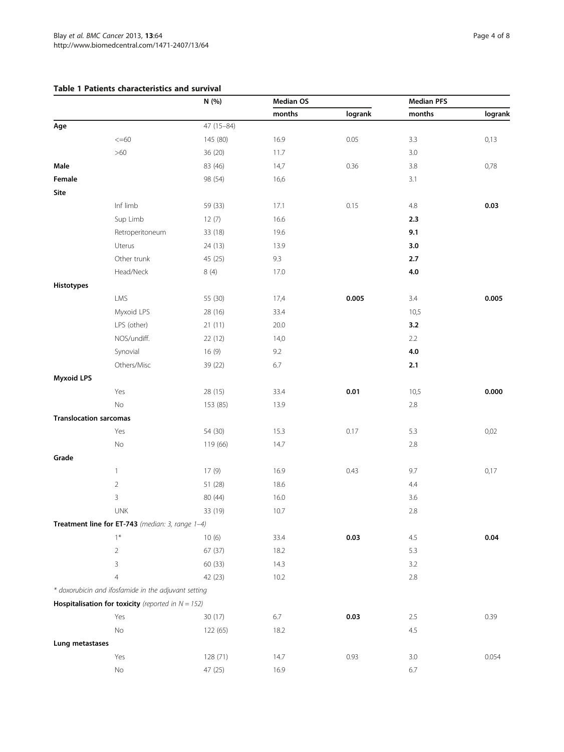**Table 1 Patients characteristics and survival**

| | | N (%) | Median OS | | Median PFS | |
|---|---|---|---|---|---|---|
| | | | months | logrank | months | logrank |
| **Age** | | 47 (15–84) | | | | |
| | <=60 | 145 (80) | 16.9 | 0.05 | 3.3 | 0,13 |
| | >60 | 36 (20) | 11.7 | | 3.0 | |
| **Male** | | 83 (46) | 14,7 | 0.36 | 3.8 | 0,78 |
| **Female** | | 98 (54) | 16,6 | | 3.1 | |
| **Site** | | | | | | |
| | Inf limb | 59 (33) | 17.1 | 0.15 | 4.8 | **0.03** |
| | Sup Limb | 12 (7) | 16.6 | | **2.3** | |
| | Retroperitoneum | 33 (18) | 19.6 | | **9.1** | |
| | Uterus | 24 (13) | 13.9 | | **3.0** | |
| | Other trunk | 45 (25) | 9.3 | | **2.7** | |
| | Head/Neck | 8 (4) | 17.0 | | **4.0** | |
| **Histotypes** | | | | | | |
| | LMS | 55 (30) | 17,4 | **0.005** | 3.4 | **0.005** |
| | Myxoid LPS | 28 (16) | 33.4 | | 10,5 | |
| | LPS (other) | 21 (11) | 20.0 | | **3.2** | |
| | NOS/undiff. | 22 (12) | 14,0 | | 2.2 | |
| | Synovial | 16 (9) | 9.2 | | **4.0** | |
| | Others/Misc | 39 (22) | 6.7 | | **2.1** | |
| **Myxoid LPS** | | | | | | |
| | Yes | 28 (15) | 33.4 | **0.01** | 10,5 | **0.000** |
| | No | 153 (85) | 13.9 | | 2.8 | |
| **Translocation sarcomas** | | | | | | |
| | Yes | 54 (30) | 15.3 | 0.17 | 5.3 | 0,02 |
| | No | 119 (66) | 14.7 | | 2.8 | |
| **Grade** | | | | | | |
| | 1 | 17 (9) | 16.9 | 0.43 | 9.7 | 0,17 |
| | 2 | 51 (28) | 18.6 | | 4.4 | |
| | 3 | 80 (44) | 16.0 | | 3.6 | |
| | UNK | 33 (19) | 10.7 | | 2.8 | |
| **Treatment line for ET-743** *(median: 3, range 1–4)* | | | | | | |
| | 1* | 10 (6) | 33.4 | **0.03** | 4.5 | **0.04** |
| | 2 | 67 (37) | 18.2 | | 5.3 | |
| | 3 | 60 (33) | 14.3 | | 3.2 | |
| | 4 | 42 (23) | 10.2 | | 2.8 | |
| *\* doxorubicin and ifosfamide in the adjuvant setting* | | | | | | |
| **Hospitalisation for toxicity** *(reported in N = 152)* | | | | | | |
| | Yes | 30 (17) | 6.7 | **0.03** | 2.5 | 0.39 |
| | No | 122 (65) | 18.2 | | 4.5 | |
| **Lung metastases** | | | | | | |
| | Yes | 128 (71) | 14.7 | 0.93 | 3.0 | 0.054 |
| | No | 47 (25) | 16.9 | | 6.7 | |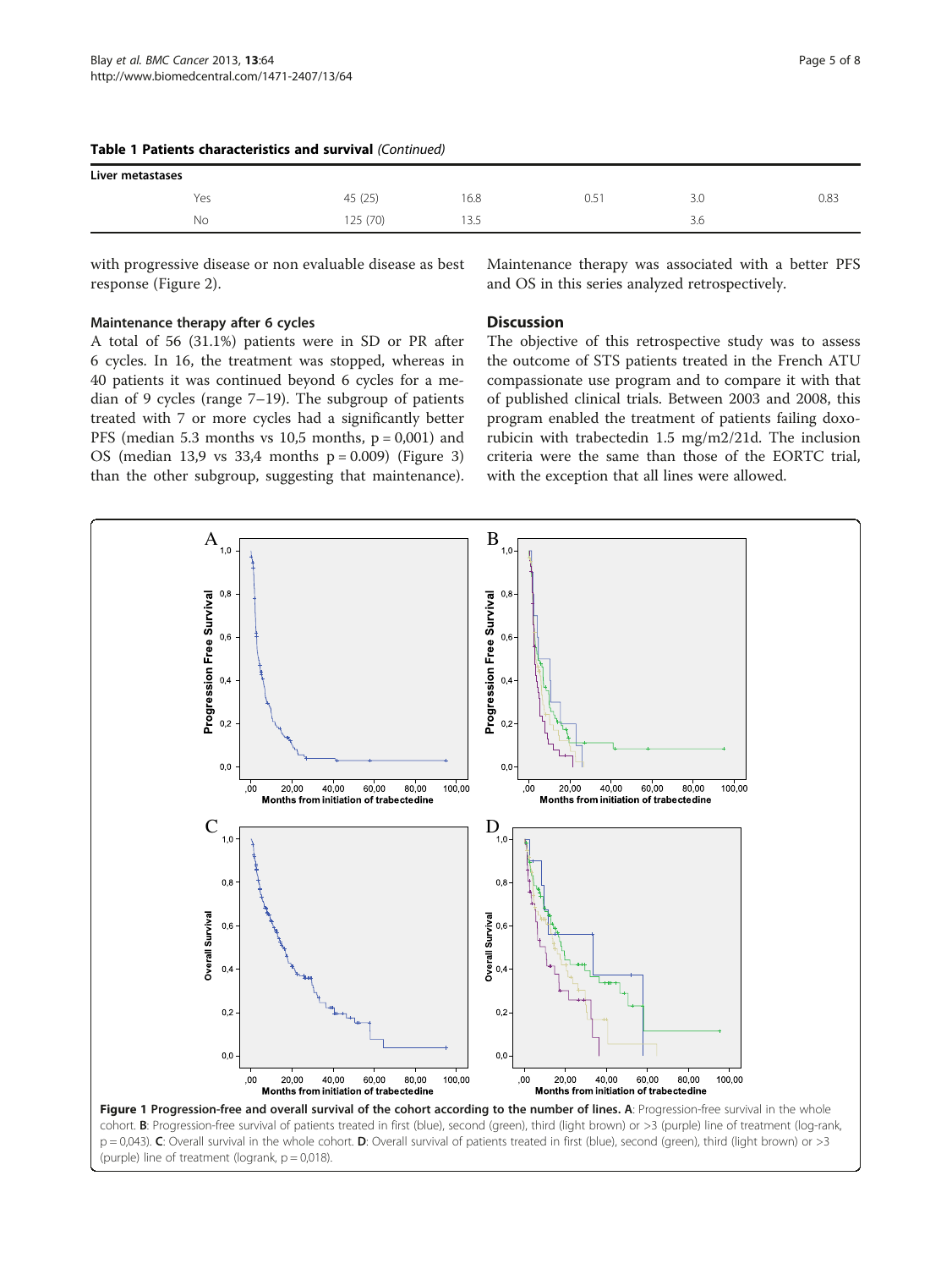**Table 1 Patients characteristics and survival** *(Continued)*

| Liver metastases | | | | | |
|---|---|---|---|---|---|
| Yes | 45 (25) | 16.8 | 0.51 | 3.0 | 0.83 |
| No | 125 (70) | 13.5 | | 3.6 | |

with progressive disease or non evaluable disease as best response (Figure 2).

### Maintenance therapy after 6 cycles

A total of 56 (31.1%) patients were in SD or PR after 6 cycles. In 16, the treatment was stopped, whereas in 40 patients it was continued beyond 6 cycles for a median of 9 cycles (range 7–19). The subgroup of patients treated with 7 or more cycles had a significantly better PFS (median 5.3 months vs 10,5 months, $p = 0{,}001$) and OS (median 13,9 vs 33,4 months $p = 0.009$) (Figure 3) than the other subgroup, suggesting that maintenance). Maintenance therapy was associated with a better PFS and OS in this series analyzed retrospectively.

## Discussion

The objective of this retrospective study was to assess the outcome of STS patients treated in the French ATU compassionate use program and to compare it with that of published clinical trials. Between 2003 and 2008, this program enabled the treatment of patients failing doxorubicin with trabectedin 1.5 mg/m2/21d. The inclusion criteria were the same than those of the EORTC trial, with the exception that all lines were allowed.

**Figure 1 Progression-free and overall survival of the cohort according to the number of lines. A**: Progression-free survival in the whole cohort. **B**: Progression-free survival of patients treated in first (blue), second (green), third (light brown) or >3 (purple) line of treatment (log-rank, p = 0,043). **C**: Overall survival in the whole cohort. **D**: Overall survival of patients treated in first (blue), second (green), third (light brown) or >3 (purple) line of treatment (logrank, p = 0,018).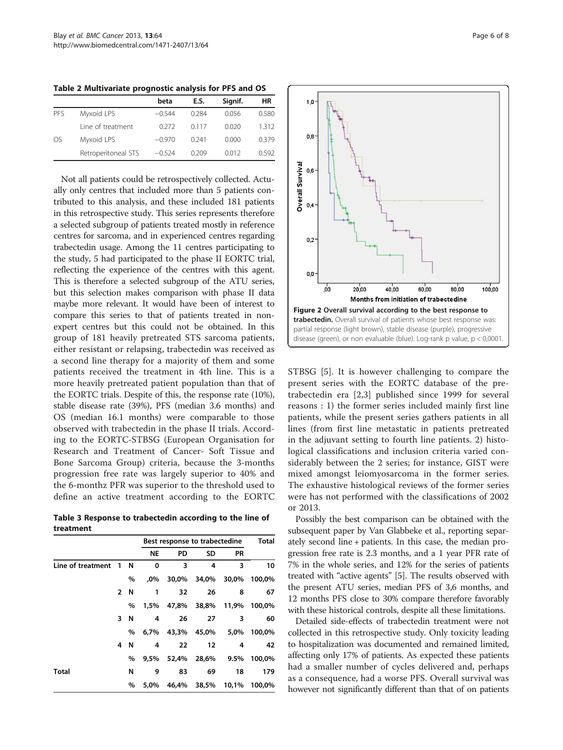**Table 2 Multivariate prognostic analysis for PFS and OS**

| | | beta | E.S. | Signif. | HR |
|---|---|---|---|---|---|
| PFS | Myxoid LPS | −0.544 | 0.284 | 0.056 | 0.580 |
| | Line of treatment | 0.272 | 0.117 | 0.020 | 1.312 |
| OS | Myxoid LPS | −0.970 | 0.241 | 0.000 | 0.379 |
| | Retroperitoneal STS | −0.524 | 0.209 | 0.012 | 0.592 |

Not all patients could be retrospectively collected. Actually only centres that included more than 5 patients contributed to this analysis, and these included 181 patients in this retrospective study. This series represents therefore a selected subgroup of patients treated mostly in reference centres for sarcoma, and in experienced centres regarding trabectedin usage. Among the 11 centres participating to the study, 5 had participated to the phase II EORTC trial, reflecting the experience of the centres with this agent. This is therefore a selected subgroup of the ATU series, but this selection makes comparison with phase II data maybe more relevant. It would have been of interest to compare this series to that of patients treated in non-expert centres but this could not be obtained. In this group of 181 heavily pretreated STS sarcoma patients, either resistant or relapsing, trabectedin was received as a second line therapy for a majority of them and some patients received the treatment in 4th line. This is a more heavily pretreated patient population than that of the EORTC trials. Despite of this, the response rate (10%), stable disease rate (39%), PFS (median 3.6 months) and OS (median 16.1 months) were comparable to those observed with trabectedin in the phase II trials. According to the EORTC-STBSG (European Organisation for Research and Treatment of Cancer- Soft Tissue and Bone Sarcoma Group) criteria, because the 3-months progression free rate was largely superior to 40% and the 6-monthz PFR was superior to the threshold used to define an active treatment according to the EORTC STBSG [5]. It is however challenging to compare the present series with the EORTC database of the pre-trabectedin era [2,3] published since 1999 for several reasons : 1) the former series included mainly first line patients, while the present series gathers patients in all lines (from first line metastatic in patients pretreated in the adjuvant setting to fourth line patients. 2) histological classifications and inclusion criteria varied considerably between the 2 series; for instance, GIST were mixed amongst leiomyosarcoma in the former series. The exhaustive histological reviews of the former series were has not performed with the classifications of 2002 or 2013.

**Table 3 Response to trabectedin according to the line of treatment**

| | | | Best response to trabectedine | | | | Total |
|---|---|---|---|---|---|---|---|
| | | | NE | PD | SD | PR | |
| Line of treatment | 1 | N | 0 | 3 | 4 | 3 | 10 |
| | | % | ,0% | 30,0% | 34,0% | 30,0% | 100,0% |
| | 2 | N | 1 | 32 | 26 | 8 | 67 |
| | | % | 1,5% | 47,8% | 38,8% | 11,9% | 100,0% |
| | 3 | N | 4 | 26 | 27 | 3 | 60 |
| | | % | 6,7% | 43,3% | 45,0% | 5,0% | 100,0% |
| | 4 | N | 4 | 22 | 12 | 4 | 42 |
| | | % | 9,5% | 52,4% | 28,6% | 9.5% | 100,0% |
| Total | | N | 9 | 83 | 69 | 18 | 179 |
| | | % | 5,0% | 46,4% | 38,5% | 10,1% | 100,0% |

**Figure 2 Overall survival according to the best response to trabectedin.** Overall survival of patients whose best response was: partial response (light brown), stable disease (purple), progressive disease (green), or non evaluable (blue). Log-rank p value, p < 0,0001.

Possibly the best comparison can be obtained with the subsequent paper by Van Glabbeke et al., reporting separately second line + patients. In this case, the median progression free rate is 2.3 months, and a 1 year PFR rate of 7% in the whole series, and 12% for the series of patients treated with "active agents" [5]. The results observed with the present ATU series, median PFS of 3,6 months, and 12 months PFS close to 30% compare therefore favorably with these historical controls, despite all these limitations.

Detailed side-effects of trabectedin treatment were not collected in this retrospective study. Only toxicity leading to hospitalization was documented and remained limited, affecting only 17% of patients. As expected these patients had a smaller number of cycles delivered and, perhaps as a consequence, had a worse PFS. Overall survival was however not significantly different than that of on patients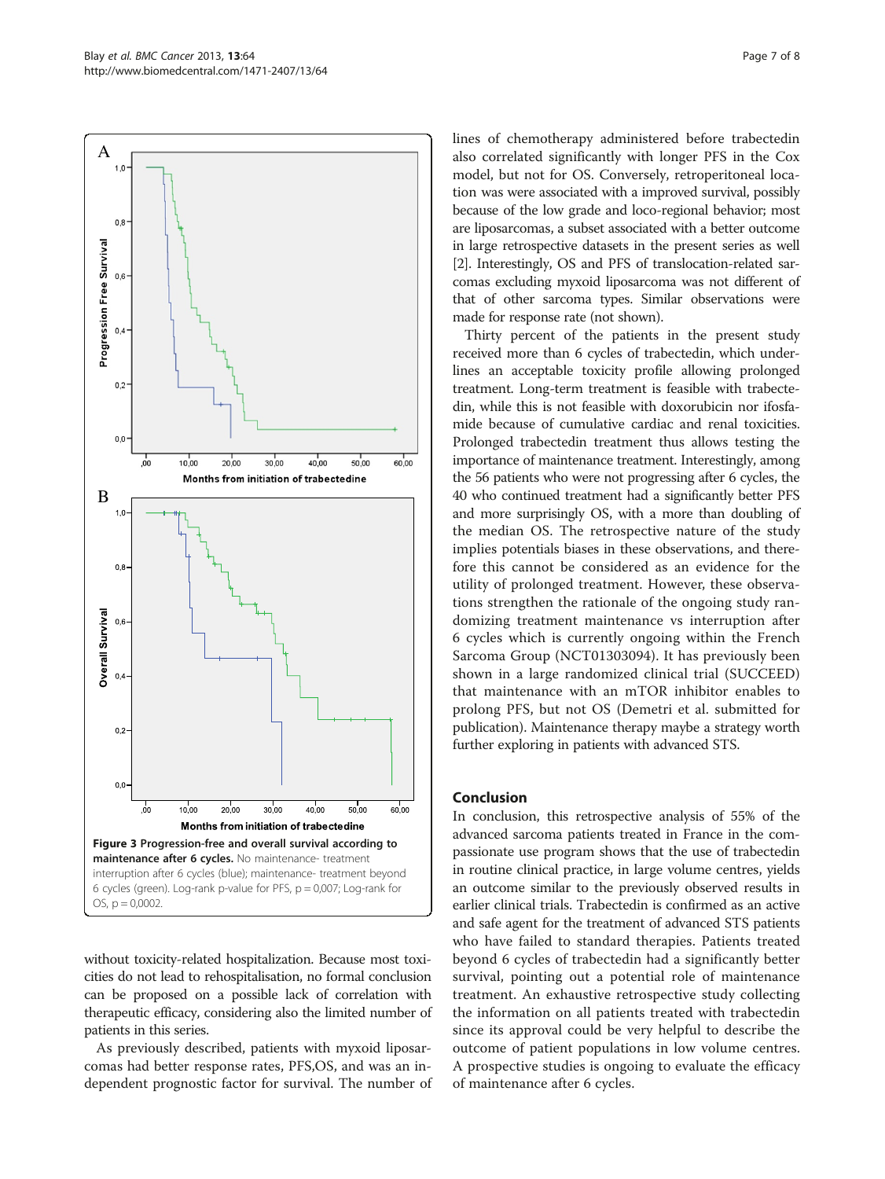Figure 3 Progression-free and overall survival according to maintenance after 6 cycles. No maintenance- treatment interruption after 6 cycles (blue); maintenance- treatment beyond 6 cycles (green). Log-rank p-value for PFS, p = 0,007; Log-rank for OS, p = 0,0002.

without toxicity-related hospitalization. Because most toxicities do not lead to rehospitalisation, no formal conclusion can be proposed on a possible lack of correlation with therapeutic efficacy, considering also the limited number of patients in this series.

As previously described, patients with myxoid liposarcomas had better response rates, PFS,OS, and was an independent prognostic factor for survival. The number of lines of chemotherapy administered before trabectedin also correlated significantly with longer PFS in the Cox model, but not for OS. Conversely, retroperitoneal location was were associated with a improved survival, possibly because of the low grade and loco-regional behavior; most are liposarcomas, a subset associated with a better outcome in large retrospective datasets in the present series as well [2]. Interestingly, OS and PFS of translocation-related sarcomas excluding myxoid liposarcoma was not different of that of other sarcoma types. Similar observations were made for response rate (not shown).

Thirty percent of the patients in the present study received more than 6 cycles of trabectedin, which underlines an acceptable toxicity profile allowing prolonged treatment. Long-term treatment is feasible with trabectedin, while this is not feasible with doxorubicin nor ifosfamide because of cumulative cardiac and renal toxicities. Prolonged trabectedin treatment thus allows testing the importance of maintenance treatment. Interestingly, among the 56 patients who were not progressing after 6 cycles, the 40 who continued treatment had a significantly better PFS and more surprisingly OS, with a more than doubling of the median OS. The retrospective nature of the study implies potentials biases in these observations, and therefore this cannot be considered as an evidence for the utility of prolonged treatment. However, these observations strengthen the rationale of the ongoing study randomizing treatment maintenance vs interruption after 6 cycles which is currently ongoing within the French Sarcoma Group (NCT01303094). It has previously been shown in a large randomized clinical trial (SUCCEED) that maintenance with an mTOR inhibitor enables to prolong PFS, but not OS (Demetri et al. submitted for publication). Maintenance therapy maybe a strategy worth further exploring in patients with advanced STS.

## Conclusion

In conclusion, this retrospective analysis of 55% of the advanced sarcoma patients treated in France in the compassionate use program shows that the use of trabectedin in routine clinical practice, in large volume centres, yields an outcome similar to the previously observed results in earlier clinical trials. Trabectedin is confirmed as an active and safe agent for the treatment of advanced STS patients who have failed to standard therapies. Patients treated beyond 6 cycles of trabectedin had a significantly better survival, pointing out a potential role of maintenance treatment. An exhaustive retrospective study collecting the information on all patients treated with trabectedin since its approval could be very helpful to describe the outcome of patient populations in low volume centres. A prospective studies is ongoing to evaluate the efficacy of maintenance after 6 cycles.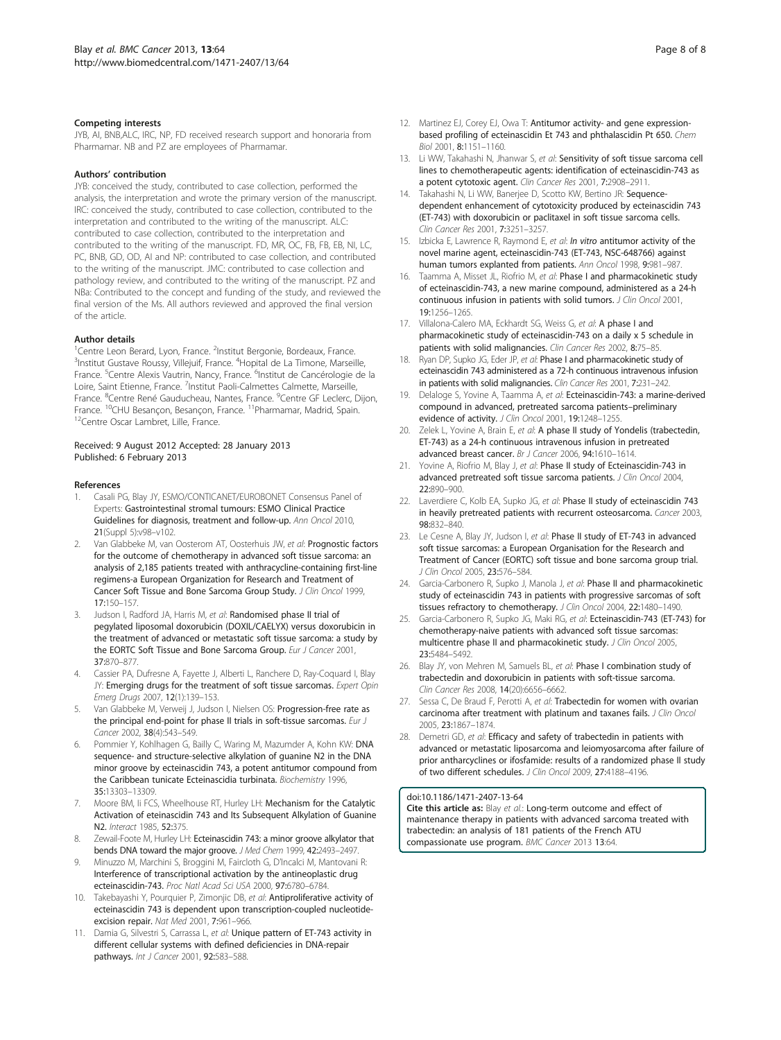### Competing interests

JYB, AI, BNB,ALC, IRC, NP, FD received research support and honoraria from Pharmamar. NB and PZ are employees of Pharmamar.

### Authors' contribution

JYB: conceived the study, contributed to case collection, performed the analysis, the interpretation and wrote the primary version of the manuscript. IRC: conceived the study, contributed to case collection, contributed to the interpretation and contributed to the writing of the manuscript. ALC: contributed to case collection, contributed to the interpretation and contributed to the writing of the manuscript. FD, MR, OC, FB, FB, EB, NI, LC, PC, BNB, GD, OD, AI and NP: contributed to case collection, and contributed to the writing of the manuscript. JMC: contributed to case collection and pathology review, and contributed to the writing of the manuscript. PZ and NBa: Contributed to the concept and funding of the study, and reviewed the final version of the Ms. All authors reviewed and approved the final version of the article.

### Author details

[1]Centre Leon Berard, Lyon, France. [2]Institut Bergonie, Bordeaux, France. [3]Institut Gustave Roussy, Villejuif, France. [4]Hopital de La Timone, Marseille, France. [5]Centre Alexis Vautrin, Nancy, France. [6]Institut de Cancérologie de la Loire, Saint Etienne, France. [7]Institut Paoli-Calmettes Calmette, Marseille, France. [8]Centre René Gauducheau, Nantes, France. [9]Centre GF Leclerc, Dijon, France. [10]CHU Besançon, Besançon, France. [11]Pharmamar, Madrid, Spain. [12]Centre Oscar Lambret, Lille, France.

Received: 9 August 2012 Accepted: 28 January 2013
Published: 6 February 2013

### References

1. Casali PG, Blay JY, ESMO/CONTICANET/EUROBONET Consensus Panel of Experts: **Gastrointestinal stromal tumours: ESMO Clinical Practice Guidelines for diagnosis, treatment and follow-up.** *Ann Oncol* 2010, **21**(Suppl 5):v98–v102.
2. Van Glabbeke M, van Oosterom AT, Oosterhuis JW, *et al*: **Prognostic factors for the outcome of chemotherapy in advanced soft tissue sarcoma: an analysis of 2,185 patients treated with anthracycline-containing first-line regimens-a European Organization for Research and Treatment of Cancer Soft Tissue and Bone Sarcoma Group Study.** *J Clin Oncol* 1999, **17**:150–157.
3. Judson I, Radford JA, Harris M, *et al*: **Randomised phase II trial of pegylated liposomal doxorubicin (DOXIL/CAELYX) versus doxorubicin in the treatment of advanced or metastatic soft tissue sarcoma: a study by the EORTC Soft Tissue and Bone Sarcoma Group.** *Eur J Cancer* 2001, **37**:870–877.
4. Cassier PA, Dufresne A, Fayette J, Alberti L, Ranchere D, Ray-Coquard I, Blay JY: **Emerging drugs for the treatment of soft tissue sarcomas.** *Expert Opin Emerg Drugs* 2007, **12**(1):139–153.
5. Van Glabbeke M, Verweij J, Judson I, Nielsen OS: **Progression-free rate as the principal end-point for phase II trials in soft-tissue sarcomas.** *Eur J Cancer* 2002, **38**(4):543–549.
6. Pommier Y, Kohlhagen G, Bailly C, Waring M, Mazumder A, Kohn KW: **DNA sequence- and structure-selective alkylation of guanine N2 in the DNA minor groove by ecteinascidin 743, a potent antitumor compound from the Caribbean tunicate Ecteinascidia turbinata.** *Biochemistry* 1996, **35**:13303–13309.
7. Moore BM, Ii FCS, Wheelhouse RT, Hurley LH: **Mechanism for the Catalytic Activation of eteinascidin 743 and Its Subsequent Alkylation of Guanine N2.** *Interact* 1985, **52**:375.
8. Zewail-Foote M, Hurley LH: **Ecteinascidin 743: a minor groove alkylator that bends DNA toward the major groove.** *J Med Chem* 1999, **42**:2493–2497.
9. Minuzzo M, Marchini S, Broggini M, Faircloth G, D'Incalci M, Mantovani R: **Interference of transcriptional activation by the antineoplastic drug ecteinascidin-743.** *Proc Natl Acad Sci USA* 2000, **97**:6780–6784.
10. Takebayashi Y, Pourquier P, Zimonjic DB, *et al*: **Antiproliferative activity of ecteinascidin 743 is dependent upon transcription-coupled nucleotide-excision repair.** *Nat Med* 2001, **7**:961–966.
11. Damia G, Silvestri S, Carrassa L, *et al*: **Unique pattern of ET-743 activity in different cellular systems with defined deficiencies in DNA-repair pathways.** *Int J Cancer* 2001, **92**:583–588.
12. Martinez EJ, Corey EJ, Owa T: **Antitumor activity- and gene expression-based profiling of ecteinascidin Et 743 and phthalascidin Pt 650.** *Chem Biol* 2001, **8**:1151–1160.
13. Li WW, Takahashi N, Jhanwar S, *et al*: **Sensitivity of soft tissue sarcoma cell lines to chemotherapeutic agents: identification of ecteinascidin-743 as a potent cytotoxic agent.** *Clin Cancer Res* 2001, **7**:2908–2911.
14. Takahashi N, Li WW, Banerjee D, Scotto KW, Bertino JR: **Sequence-dependent enhancement of cytotoxicity produced by ecteinascidin 743 (ET-743) with doxorubicin or paclitaxel in soft tissue sarcoma cells.** *Clin Cancer Res* 2001, **7**:3251–3257.
15. Izbicka E, Lawrence R, Raymond E, *et al*: ***In vitro* antitumor activity of the novel marine agent, ecteinascidin-743 (ET-743, NSC-648766) against human tumors explanted from patients.** *Ann Oncol* 1998, **9**:981–987.
16. Taamma A, Misset JL, Riofrio M, *et al*: **Phase I and pharmacokinetic study of ecteinascidin-743, a new marine compound, administered as a 24-h continuous infusion in patients with solid tumors.** *J Clin Oncol* 2001, **19**:1256–1265.
17. Villalona-Calero MA, Eckhardt SG, Weiss G, *et al*: **A phase I and pharmacokinetic study of ecteinascidin-743 on a daily x 5 schedule in patients with solid malignancies.** *Clin Cancer Res* 2002, **8**:75–85.
18. Ryan DP, Supko JG, Eder JP, *et al*: **Phase I and pharmacokinetic study of ecteinascidin 743 administered as a 72-h continuous intravenous infusion in patients with solid malignancies.** *Clin Cancer Res* 2001, **7**:231–242.
19. Delaloge S, Yovine A, Taamma A, *et al*: **Ecteinascidin-743: a marine-derived compound in advanced, pretreated sarcoma patients–preliminary evidence of activity.** *J Clin Oncol* 2001, **19**:1248–1255.
20. Zelek L, Yovine A, Brain E, *et al*: **A phase II study of Yondelis (trabectedin, ET-743) as a 24-h continuous intravenous infusion in pretreated advanced breast cancer.** *Br J Cancer* 2006, **94**:1610–1614.
21. Yovine A, Riofrio M, Blay J, *et al*: **Phase II study of Ecteinascidin-743 in advanced pretreated soft tissue sarcoma patients.** *J Clin Oncol* 2004, **22**:890–900.
22. Laverdiere C, Kolb EA, Supko JG, *et al*: **Phase II study of ecteinascidin 743 in heavily pretreated patients with recurrent osteosarcoma.** *Cancer* 2003, **98**:832–840.
23. Le Cesne A, Blay JY, Judson I, *et al*: **Phase II study of ET-743 in advanced soft tissue sarcomas: a European Organisation for the Research and Treatment of Cancer (EORTC) soft tissue and bone sarcoma group trial.** *J Clin Oncol* 2005, **23**:576–584.
24. Garcia-Carbonero R, Supko J, Manola J, *et al*: **Phase II and pharmacokinetic study of ecteinascidin 743 in patients with progressive sarcomas of soft tissues refractory to chemotherapy.** *J Clin Oncol* 2004, **22**:1480–1490.
25. Garcia-Carbonero R, Supko JG, Maki RG, *et al*: **Ecteinascidin-743 (ET-743) for chemotherapy-naive patients with advanced soft tissue sarcomas: multicentre phase II and pharmacokinetic study.** *J Clin Oncol* 2005, **23**:5484–5492.
26. Blay JY, von Mehren M, Samuels BL, *et al*: **Phase I combination study of trabectedin and doxorubicin in patients with soft-tissue sarcoma.** *Clin Cancer Res* 2008, **14**(20):6656–6662.
27. Sessa C, De Braud F, Perotti A, *et al*: **Trabectedin for women with ovarian carcinoma after treatment with platinum and taxanes fails.** *J Clin Oncol* 2005, **23**:1867–1874.
28. Demetri GD, *et al*: **Efficacy and safety of trabectedin in patients with advanced or metastatic liposarcoma and leiomyosarcoma after failure of prior anthracyclines or ifosfamide: results of a randomized phase II study of two different schedules.** *J Clin Oncol* 2009, **27**:4188–4196.

doi:10.1186/1471-2407-13-64

**Cite this article as:** Blay *et al.*: Long-term outcome and effect of maintenance therapy in patients with advanced sarcoma treated with trabectedin: an analysis of 181 patients of the French ATU compassionate use program. *BMC Cancer* 2013 **13**:64.